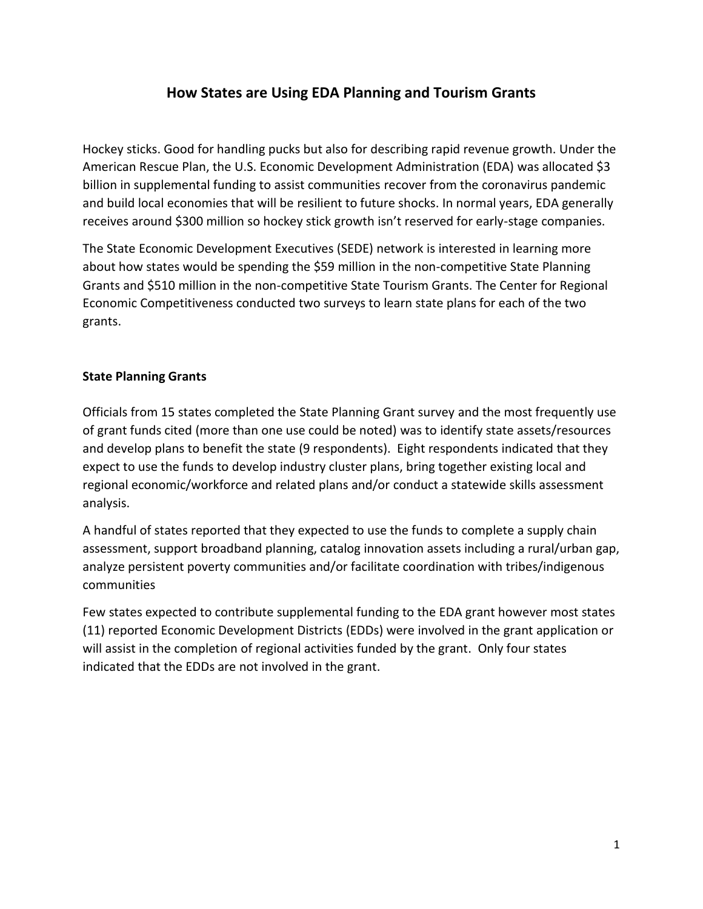# How States are Using EDA Planning and Tourism Grants

Hockey sticks. Good for handling pucks but also for describing rapid revenue growth. Under the American Rescue Plan, the U.S. Economic Development Administration (EDA) was allocated $3 billion in supplemental funding to assist communities recover from the coronavirus pandemic and build local economies that will be resilient to future shocks. In normal years, EDA generally receives around $300 million so hockey stick growth isn't reserved for early-stage companies.

The State Economic Development Executives (SEDE) network is interested in learning more about how states would be spending the $59 million in the non-competitive State Planning Grants and $510 million in the non-competitive State Tourism Grants. The Center for Regional Economic Competitiveness conducted two surveys to learn state plans for each of the two grants.

## State Planning Grants

Officials from 15 states completed the State Planning Grant survey and the most frequently use of grant funds cited (more than one use could be noted) was to identify state assets/resources and develop plans to benefit the state (9 respondents). Eight respondents indicated that they expect to use the funds to develop industry cluster plans, bring together existing local and regional economic/workforce and related plans and/or conduct a statewide skills assessment analysis.

A handful of states reported that they expected to use the funds to complete a supply chain assessment, support broadband planning, catalog innovation assets including a rural/urban gap, analyze persistent poverty communities and/or facilitate coordination with tribes/indigenous communities

Few states expected to contribute supplemental funding to the EDA grant however most states (11) reported Economic Development Districts (EDDs) were involved in the grant application or will assist in the completion of regional activities funded by the grant. Only four states indicated that the EDDs are not involved in the grant.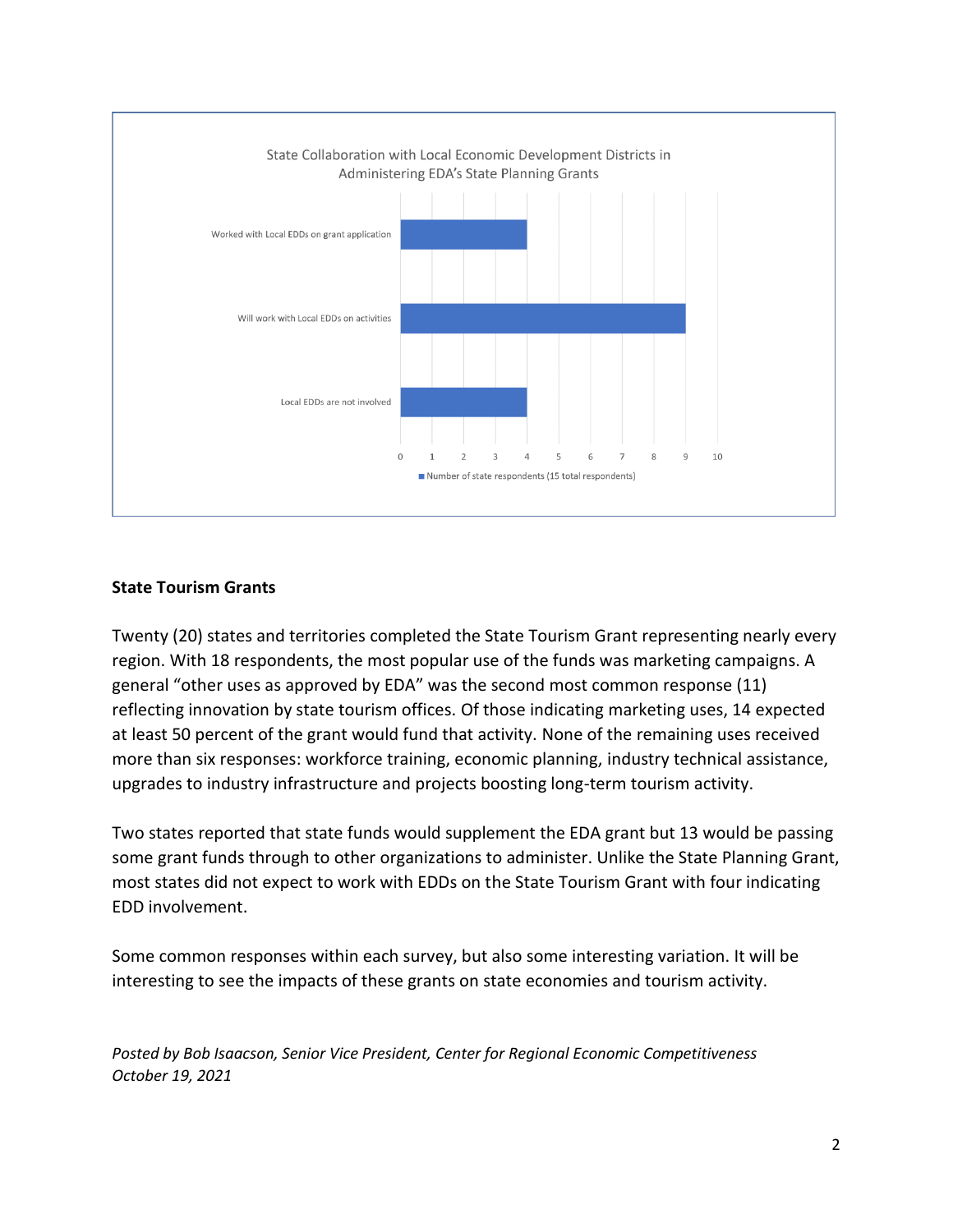State Collaboration with Local Economic Development Districts in Administering EDA's State Planning Grants

Worked with Local EDDs on grant application

Will work with Local EDDs on activities

Local EDDs are not involved

0 1 2 3 4 5 6 7 8 9 10

Number of state respondents (15 total respondents)

**State Tourism Grants**

Twenty (20) states and territories completed the State Tourism Grant representing nearly every region. With 18 respondents, the most popular use of the funds was marketing campaigns. A general "other uses as approved by EDA" was the second most common response (11) reflecting innovation by state tourism offices. Of those indicating marketing uses, 14 expected at least 50 percent of the grant would fund that activity. None of the remaining uses received more than six responses: workforce training, economic planning, industry technical assistance, upgrades to industry infrastructure and projects boosting long-term tourism activity.

Two states reported that state funds would supplement the EDA grant but 13 would be passing some grant funds through to other organizations to administer. Unlike the State Planning Grant, most states did not expect to work with EDDs on the State Tourism Grant with four indicating EDD involvement.

Some common responses within each survey, but also some interesting variation. It will be interesting to see the impacts of these grants on state economies and tourism activity.

*Posted by Bob Isaacson, Senior Vice President, Center for Regional Economic Competitiveness*
*October 19, 2021*